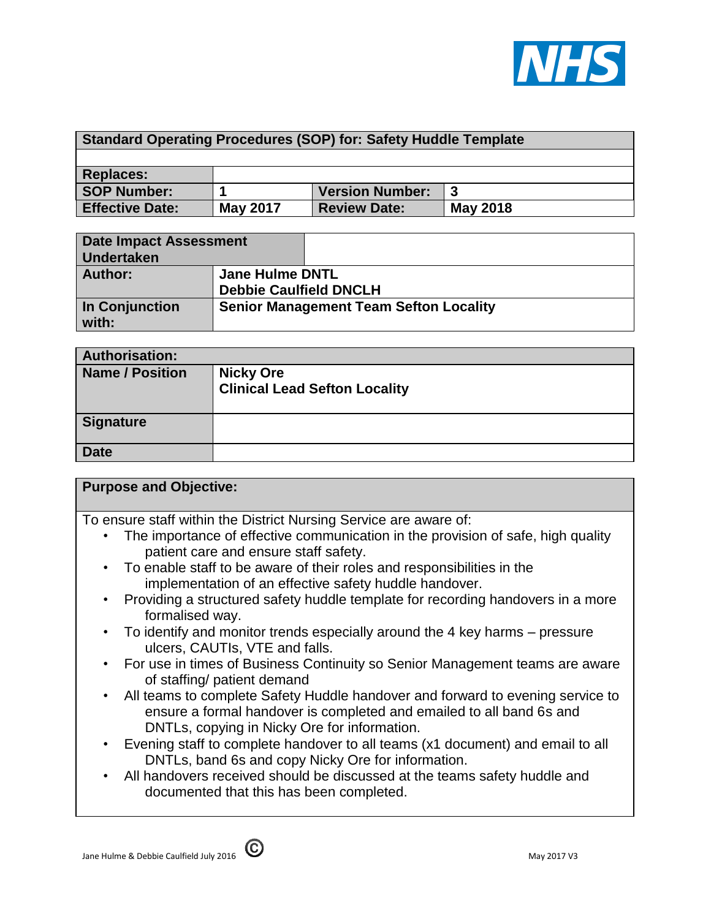| Standard Operating Procedures (SOP) for: Safety Huddle Template | | | |
|---|---|---|---|
| | | | |
| **Replaces:** | | | |
| **SOP Number:** | **1** | **Version Number:** | **3** |
| **Effective Date:** | **May 2017** | **Review Date:** | **May 2018** |

| **Date Impact Assessment Undertaken** | |
|---|---|
| **Author:** | **Jane Hulme DNTL**<br>**Debbie Caulfield DNCLH** |
| **In Conjunction with:** | **Senior Management Team Sefton Locality** |

| **Authorisation:** | |
|---|---|
| **Name / Position** | **Nicky Ore**<br>**Clinical Lead Sefton Locality** |
| **Signature** | |
| **Date** | |

**Purpose and Objective:**

To ensure staff within the District Nursing Service are aware of:

- The importance of effective communication in the provision of safe, high quality patient care and ensure staff safety.
- To enable staff to be aware of their roles and responsibilities in the implementation of an effective safety huddle handover.
- Providing a structured safety huddle template for recording handovers in a more formalised way.
- To identify and monitor trends especially around the 4 key harms – pressure ulcers, CAUTIs, VTE and falls.
- For use in times of Business Continuity so Senior Management teams are aware of staffing/ patient demand
- All teams to complete Safety Huddle handover and forward to evening service to ensure a formal handover is completed and emailed to all band 6s and DNTLs, copying in Nicky Ore for information.
- Evening staff to complete handover to all teams (x1 document) and email to all DNTLs, band 6s and copy Nicky Ore for information.
- All handovers received should be discussed at the teams safety huddle and documented that this has been completed.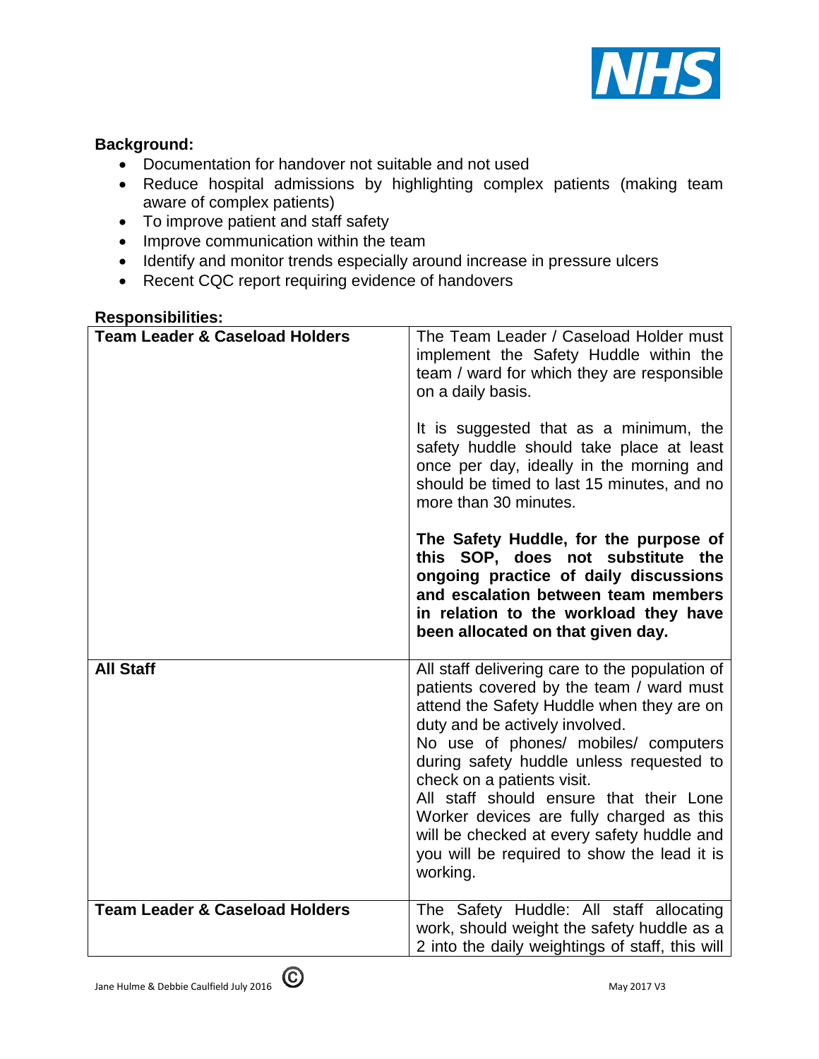**Background:**

- Documentation for handover not suitable and not used
- Reduce hospital admissions by highlighting complex patients (making team aware of complex patients)
- To improve patient and staff safety
- Improve communication within the team
- Identify and monitor trends especially around increase in pressure ulcers
- Recent CQC report requiring evidence of handovers

**Responsibilities:**

| | |
|---|---|
| **Team Leader & Caseload Holders** | The Team Leader / Caseload Holder must implement the Safety Huddle within the team / ward for which they are responsible on a daily basis.<br><br>It is suggested that as a minimum, the safety huddle should take place at least once per day, ideally in the morning and should be timed to last 15 minutes, and no more than 30 minutes.<br><br>**The Safety Huddle, for the purpose of this SOP, does not substitute the ongoing practice of daily discussions and escalation between team members in relation to the workload they have been allocated on that given day.** |
| **All Staff** | All staff delivering care to the population of patients covered by the team / ward must attend the Safety Huddle when they are on duty and be actively involved.<br>No use of phones/ mobiles/ computers during safety huddle unless requested to check on a patients visit.<br>All staff should ensure that their Lone Worker devices are fully charged as this will be checked at every safety huddle and you will be required to show the lead it is working. |
| **Team Leader & Caseload Holders** | The Safety Huddle: All staff allocating work, should weight the safety huddle as a 2 into the daily weightings of staff, this will |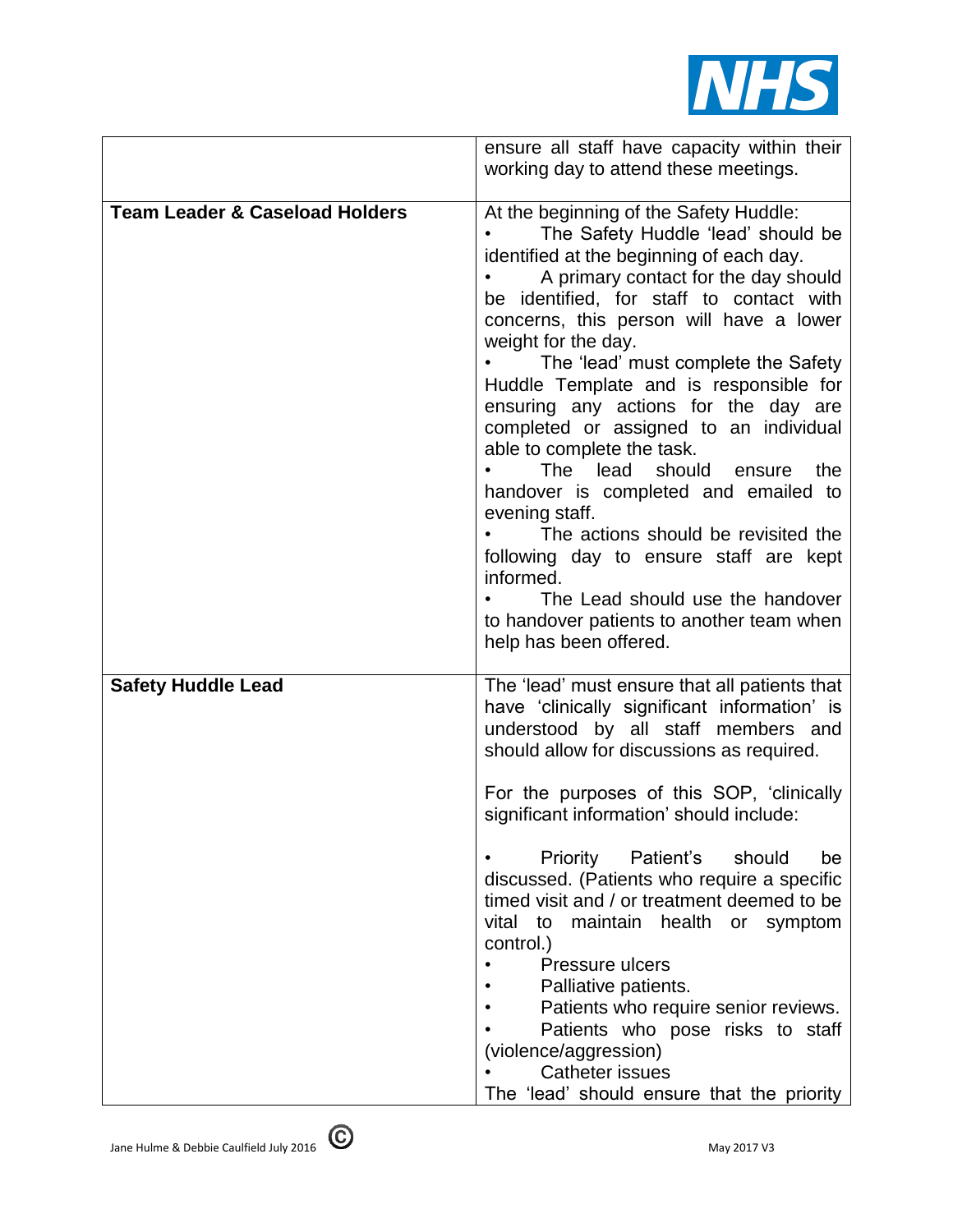| | |
|---|---|
| | ensure all staff have capacity within their working day to attend these meetings. |
| **Team Leader & Caseload Holders** | At the beginning of the Safety Huddle:<br>• The Safety Huddle 'lead' should be identified at the beginning of each day.<br>• A primary contact for the day should be identified, for staff to contact with concerns, this person will have a lower weight for the day.<br>• The 'lead' must complete the Safety Huddle Template and is responsible for ensuring any actions for the day are completed or assigned to an individual able to complete the task.<br>• The lead should ensure the handover is completed and emailed to evening staff.<br>• The actions should be revisited the following day to ensure staff are kept informed.<br>• The Lead should use the handover to handover patients to another team when help has been offered. |
| **Safety Huddle Lead** | The 'lead' must ensure that all patients that have 'clinically significant information' is understood by all staff members and should allow for discussions as required.<br><br>For the purposes of this SOP, 'clinically significant information' should include:<br><br>• Priority Patient's should be discussed. (Patients who require a specific timed visit and / or treatment deemed to be vital to maintain health or symptom control.)<br>• Pressure ulcers<br>• Palliative patients.<br>• Patients who require senior reviews.<br>• Patients who pose risks to staff (violence/aggression)<br>• Catheter issues<br>The 'lead' should ensure that the priority |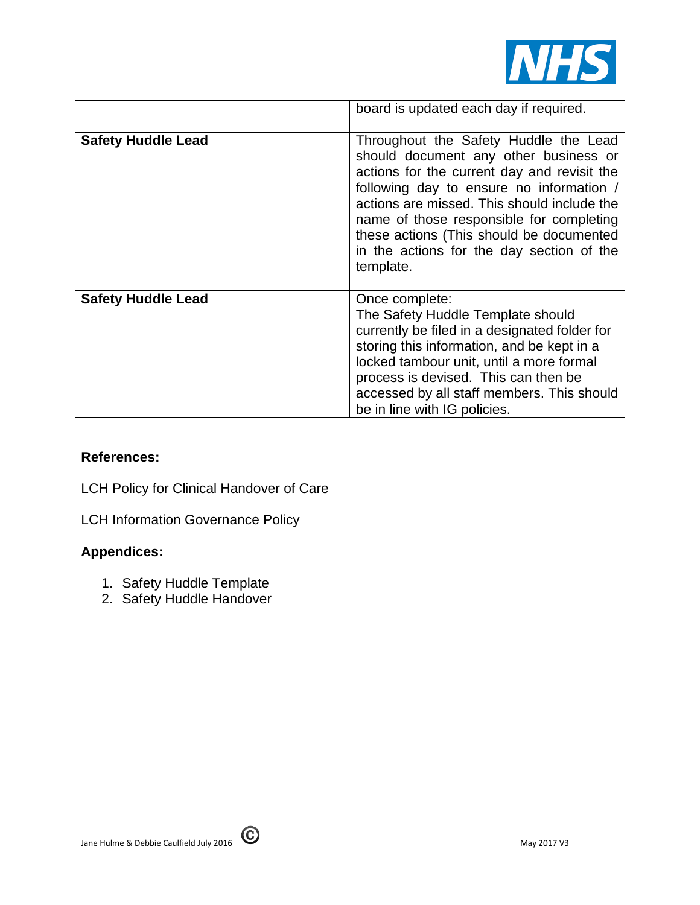| | |
|---|---|
| | board is updated each day if required. |
| **Safety Huddle Lead** | Throughout the Safety Huddle the Lead should document any other business or actions for the current day and revisit the following day to ensure no information / actions are missed. This should include the name of those responsible for completing these actions (This should be documented in the actions for the day section of the template. |
| **Safety Huddle Lead** | Once complete: The Safety Huddle Template should currently be filed in a designated folder for storing this information, and be kept in a locked tambour unit, until a more formal process is devised. This can then be accessed by all staff members. This should be in line with IG policies. |

**References:**

LCH Policy for Clinical Handover of Care

LCH Information Governance Policy

**Appendices:**

1. Safety Huddle Template
2. Safety Huddle Handover